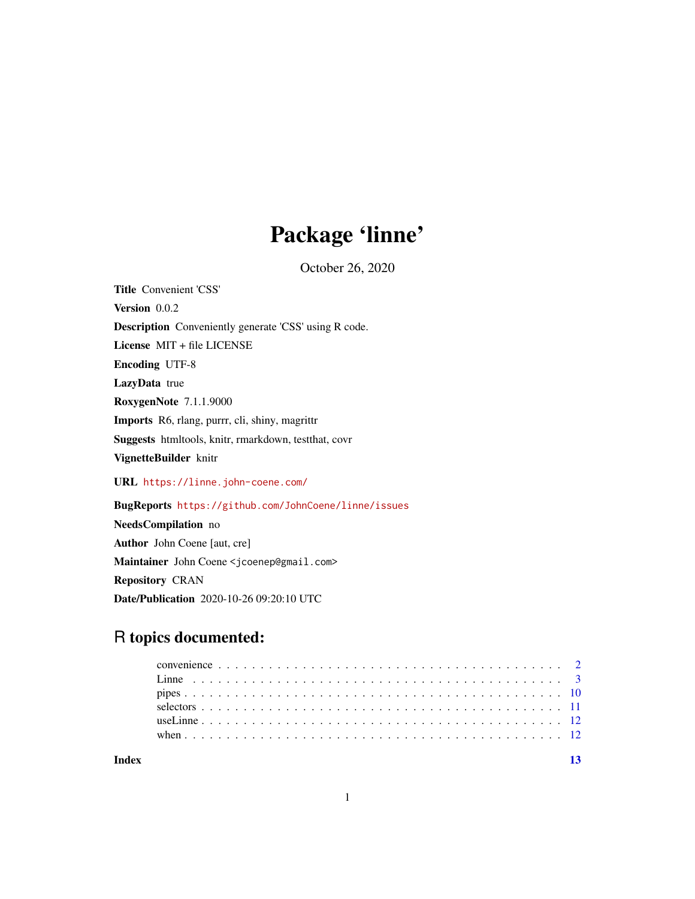# Package 'linne'

October 26, 2020

**Title** Convenient 'CSS'

**Version** 0.0.2

**Description** Conveniently generate 'CSS' using R code.

**License** MIT + file LICENSE

**Encoding** UTF-8

**LazyData** true

**RoxygenNote** 7.1.1.9000

**Imports** R6, rlang, purrr, cli, shiny, magrittr

**Suggests** htmltools, knitr, rmarkdown, testthat, covr

**VignetteBuilder** knitr

**URL** https://linne.john-coene.com/

**BugReports** https://github.com/JohnCoene/linne/issues

**NeedsCompilation** no

**Author** John Coene [aut, cre]

**Maintainer** John Coene <jcoenep@gmail.com>

**Repository** CRAN

**Date/Publication** 2020-10-26 09:20:10 UTC

## R topics documented:

| | |
|---|---|
| convenience | 2 |
| Linne | 3 |
| pipes | 10 |
| selectors | 11 |
| useLinne | 12 |
| when | 12 |
| **Index** | **13** |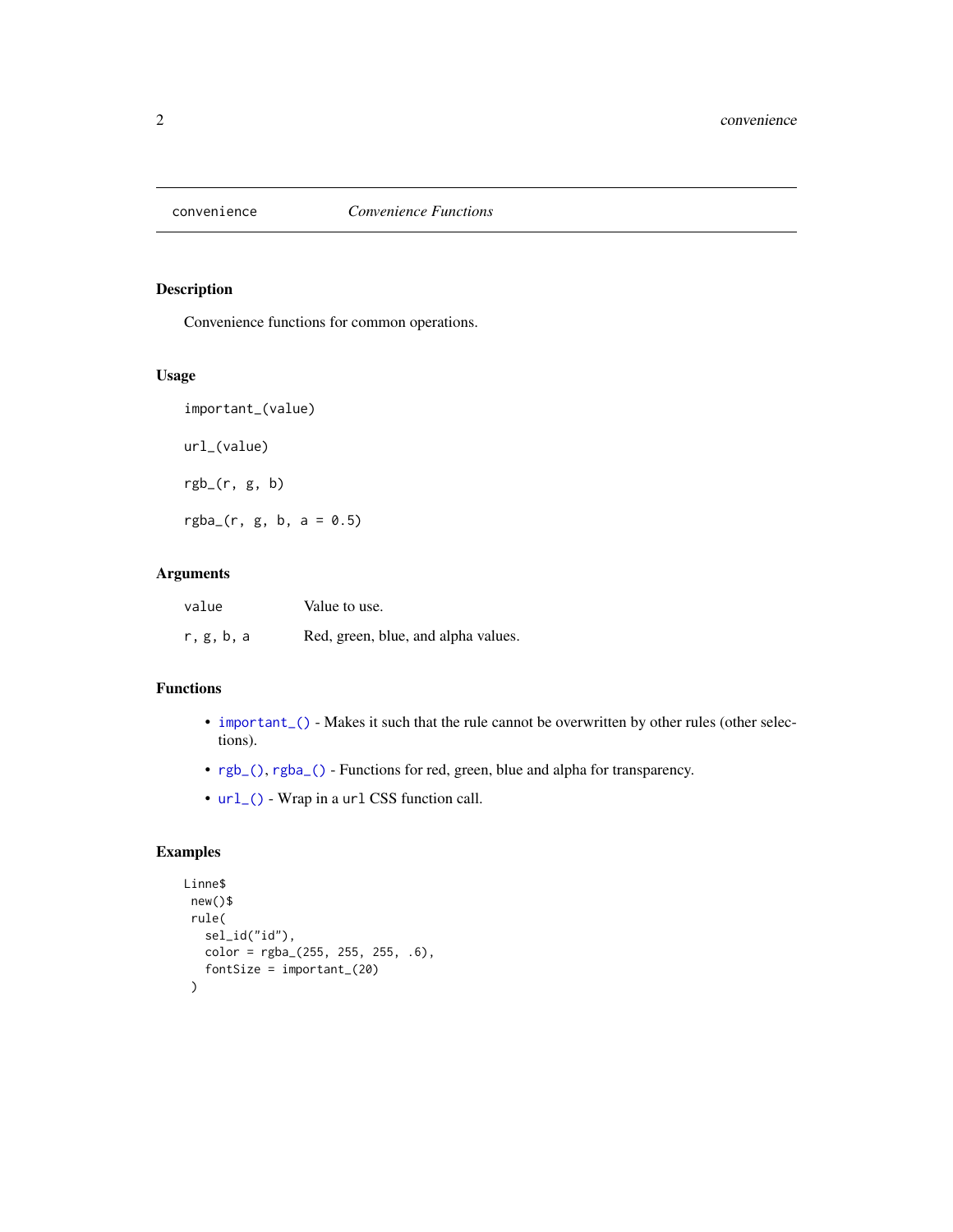convenience *Convenience Functions*

## Description

Convenience functions for common operations.

## Usage

```
important_(value)

url_(value)

rgb_(r, g, b)

rgba_(r, g, b, a = 0.5)
```

## Arguments

| | |
|---|---|
| `value` | Value to use. |
| `r, g, b, a` | Red, green, blue, and alpha values. |

## Functions

- `important_()` - Makes it such that the rule cannot be overwritten by other rules (other selections).
- `rgb_()`, `rgba_()` - Functions for red, green, blue and alpha for transparency.
- `url_()` - Wrap in a `url` CSS function call.

## Examples

```
Linne$
 new()$
 rule(
   sel_id("id"),
   color = rgba_(255, 255, 255, .6),
   fontSize = important_(20)
 )
```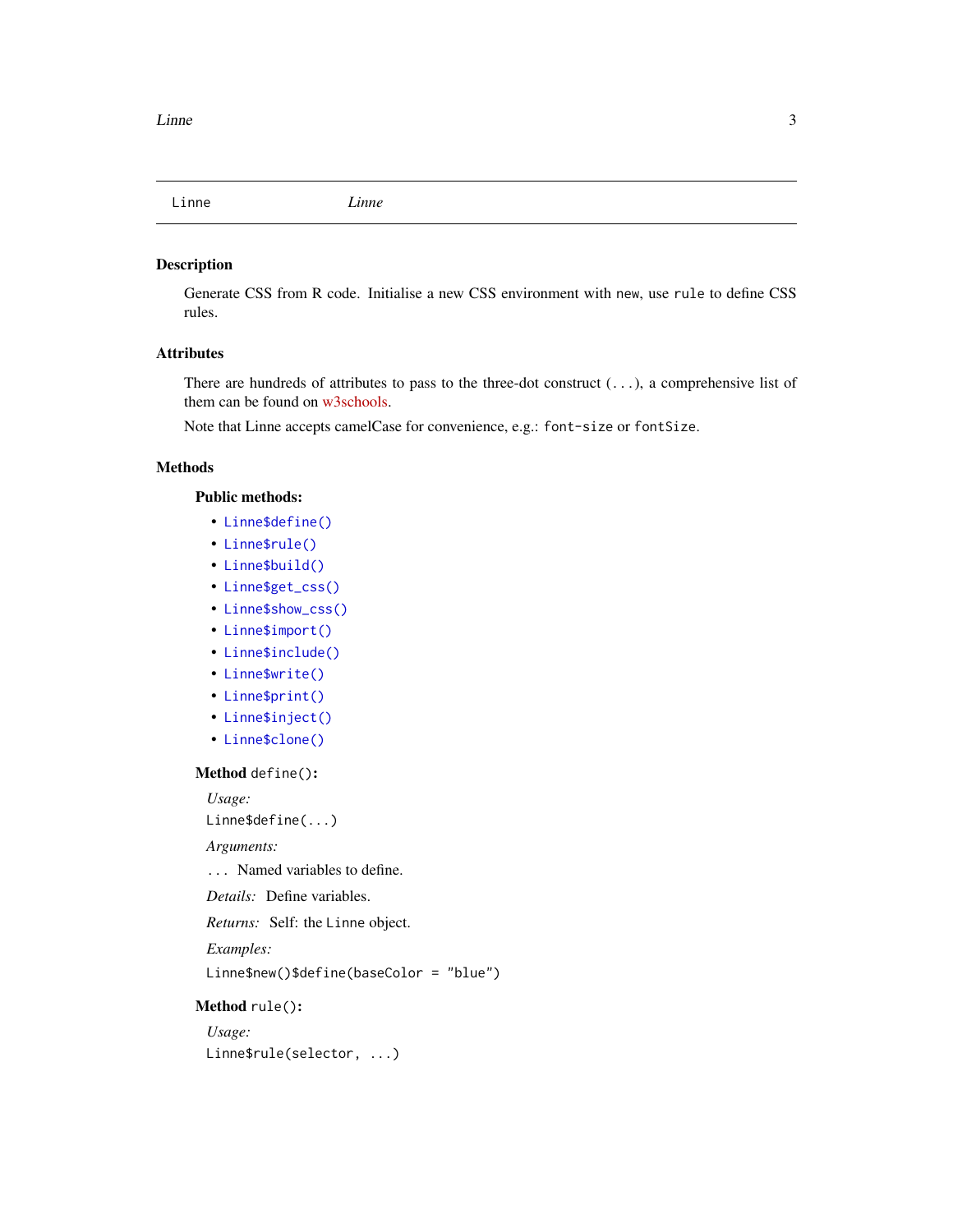Linne *Linne*

## Description

Generate CSS from R code. Initialise a new CSS environment with `new`, use `rule` to define CSS rules.

## Attributes

There are hundreds of attributes to pass to the three-dot construct (...), a comprehensive list of them can be found on w3schools.

Note that Linne accepts camelCase for convenience, e.g.: `font-size` or `fontSize`.

## Methods

### Public methods:

- `Linne$define()`
- `Linne$rule()`
- `Linne$build()`
- `Linne$get_css()`
- `Linne$show_css()`
- `Linne$import()`
- `Linne$include()`
- `Linne$write()`
- `Linne$print()`
- `Linne$inject()`
- `Linne$clone()`

### Method `define()`:

*Usage:*

```
Linne$define(...)
```

*Arguments:*

`...` Named variables to define.

*Details:* Define variables.

*Returns:* Self: the `Linne` object.

*Examples:*

```
Linne$new()$define(baseColor = "blue")
```

### Method `rule()`:

*Usage:*

```
Linne$rule(selector, ...)
```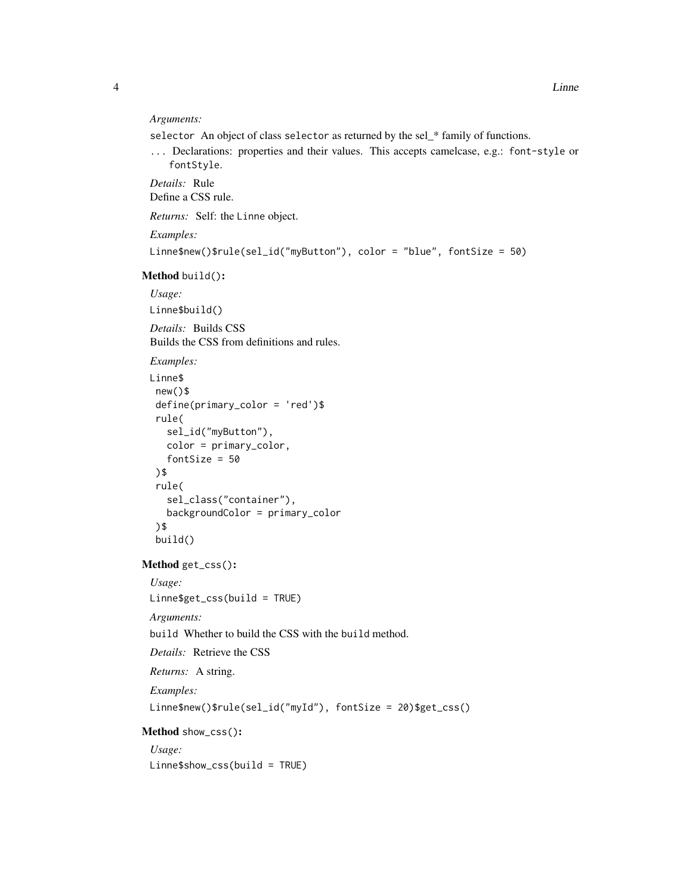*Arguments:*

`selector` An object of class `selector` as returned by the sel_* family of functions.

`...` Declarations: properties and their values. This accepts camelcase, e.g.: `font-style` or `fontStyle`.

*Details:* Rule
Define a CSS rule.

*Returns:* Self: the `Linne` object.

*Examples:*

```
Linne$new()$rule(sel_id("myButton"), color = "blue", fontSize = 50)
```

**Method** `build()`**:**

*Usage:*

```
Linne$build()
```

*Details:* Builds CSS
Builds the CSS from definitions and rules.

*Examples:*

```
Linne$
 new()$
 define(primary_color = 'red')$
 rule(
   sel_id("myButton"),
   color = primary_color,
   fontSize = 50
 )$
 rule(
   sel_class("container"),
   backgroundColor = primary_color
 )$
 build()
```

**Method** `get_css()`**:**

*Usage:*

```
Linne$get_css(build = TRUE)
```

*Arguments:*

`build` Whether to build the CSS with the `build` method.

*Details:* Retrieve the CSS

*Returns:* A string.

*Examples:*

```
Linne$new()$rule(sel_id("myId"), fontSize = 20)$get_css()
```

**Method** `show_css()`**:**

*Usage:*

```
Linne$show_css(build = TRUE)
```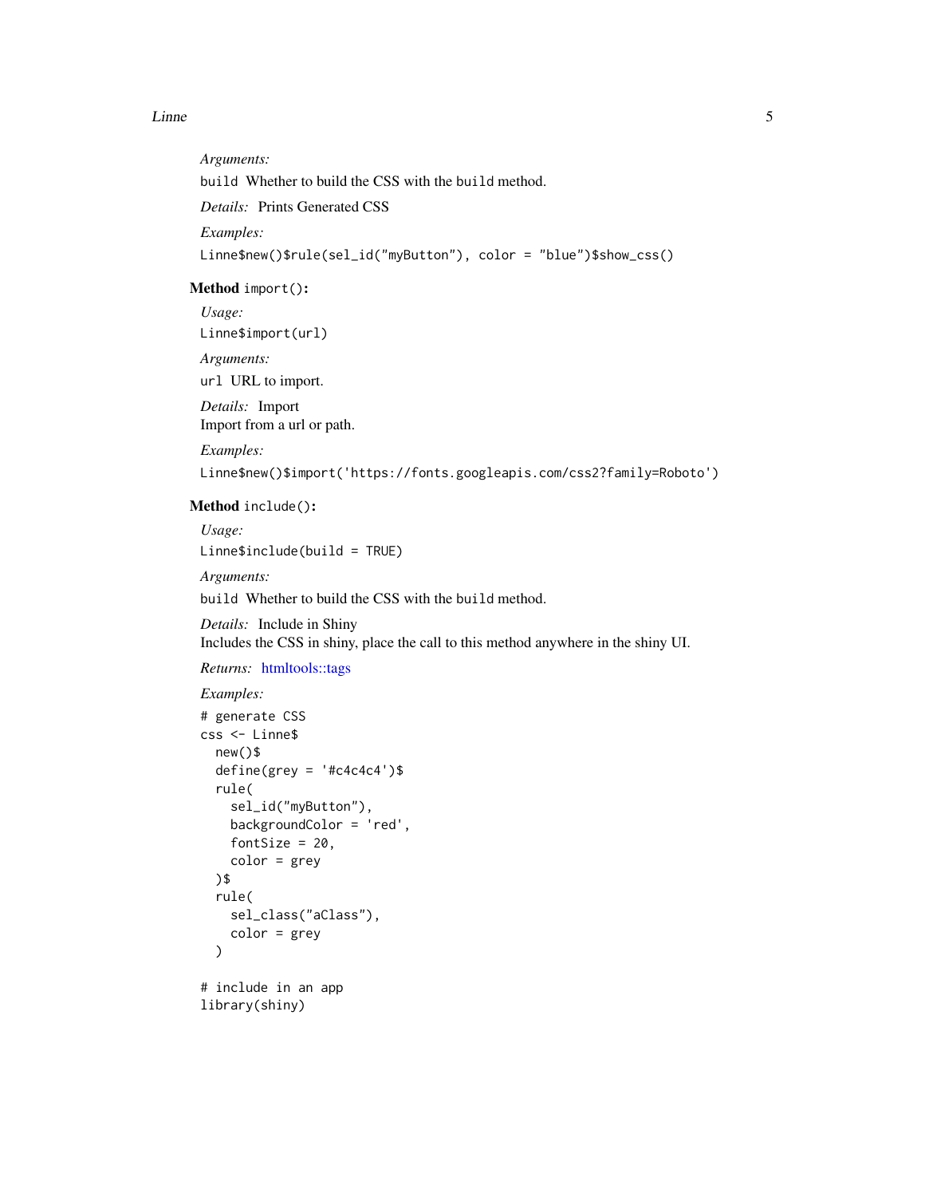*Arguments:*

`build` Whether to build the CSS with the `build` method.

*Details:* Prints Generated CSS

*Examples:*

```
Linne$new()$rule(sel_id("myButton"), color = "blue")$show_css()
```

**Method** `import()`:

*Usage:*

```
Linne$import(url)
```

*Arguments:*

`url` URL to import.

*Details:* Import
Import from a url or path.

*Examples:*

```
Linne$new()$import('https://fonts.googleapis.com/css2?family=Roboto')
```

**Method** `include()`:

*Usage:*

```
Linne$include(build = TRUE)
```

*Arguments:*

`build` Whether to build the CSS with the `build` method.

*Details:* Include in Shiny
Includes the CSS in shiny, place the call to this method anywhere in the shiny UI.

*Returns:* htmltools::tags

*Examples:*

```
# generate CSS
css <- Linne$
  new()$
  define(grey = '#c4c4c4')$
  rule(
    sel_id("myButton"),
    backgroundColor = 'red',
    fontSize = 20,
    color = grey
  )$
  rule(
    sel_class("aClass"),
    color = grey
  )

# include in an app
library(shiny)
```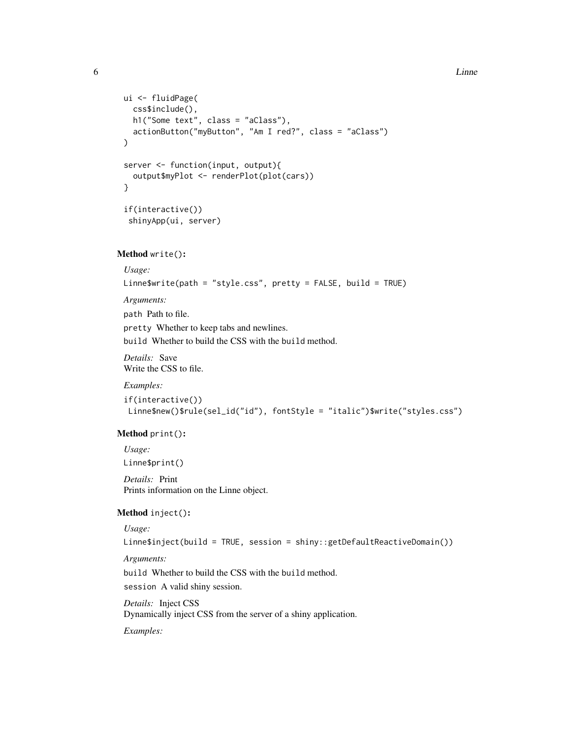```
ui <- fluidPage(
  css$include(),
  h1("Some text", class = "aClass"),
  actionButton("myButton", "Am I red?", class = "aClass")
)

server <- function(input, output){
  output$myPlot <- renderPlot(plot(cars))
}

if(interactive())
 shinyApp(ui, server)
```

**Method** `write()`:

*Usage:*

```
Linne$write(path = "style.css", pretty = FALSE, build = TRUE)
```

*Arguments:*

`path` Path to file.

`pretty` Whether to keep tabs and newlines.

`build` Whether to build the CSS with the `build` method.

*Details:* Save
Write the CSS to file.

*Examples:*

```
if(interactive())
 Linne$new()$rule(sel_id("id"), fontStyle = "italic")$write("styles.css")
```

**Method** `print()`:

*Usage:*

```
Linne$print()
```

*Details:* Print
Prints information on the Linne object.

**Method** `inject()`:

*Usage:*

```
Linne$inject(build = TRUE, session = shiny::getDefaultReactiveDomain())
```

*Arguments:*

`build` Whether to build the CSS with the `build` method.

`session` A valid shiny session.

*Details:* Inject CSS
Dynamically inject CSS from the server of a shiny application.

*Examples:*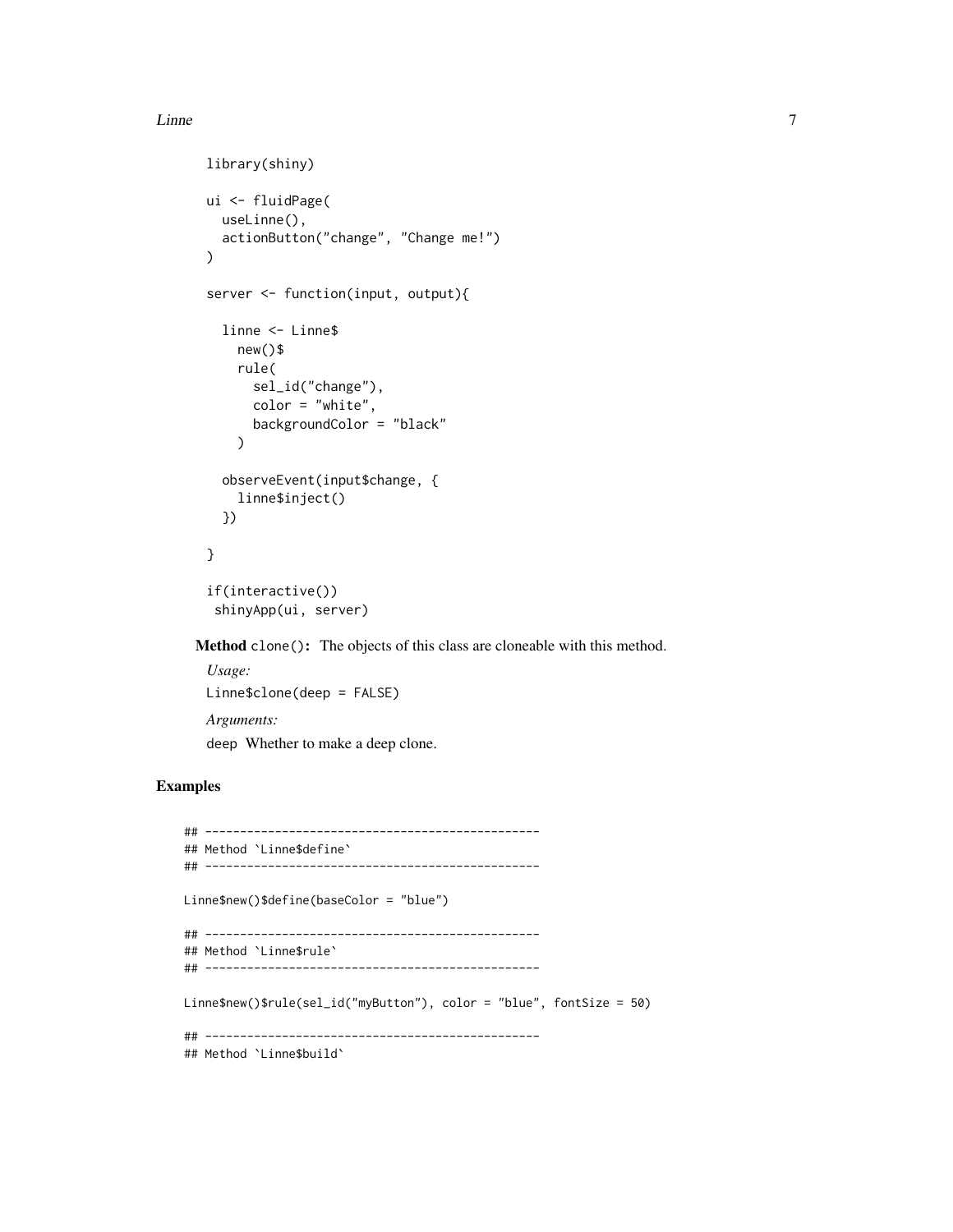```
library(shiny)

ui <- fluidPage(
  useLinne(),
  actionButton("change", "Change me!")
)

server <- function(input, output){

  linne <- Linne$
    new()$
    rule(
      sel_id("change"),
      color = "white",
      backgroundColor = "black"
    )

  observeEvent(input$change, {
    linne$inject()
  })

}

if(interactive())
 shinyApp(ui, server)
```

**Method** `clone()`**:** The objects of this class are cloneable with this method.

*Usage:*

```
Linne$clone(deep = FALSE)
```

*Arguments:*

`deep` Whether to make a deep clone.

## Examples

```
## ------------------------------------------------
## Method `Linne$define`
## ------------------------------------------------

Linne$new()$define(baseColor = "blue")

## ------------------------------------------------
## Method `Linne$rule`
## ------------------------------------------------

Linne$new()$rule(sel_id("myButton"), color = "blue", fontSize = 50)

## ------------------------------------------------
## Method `Linne$build`
```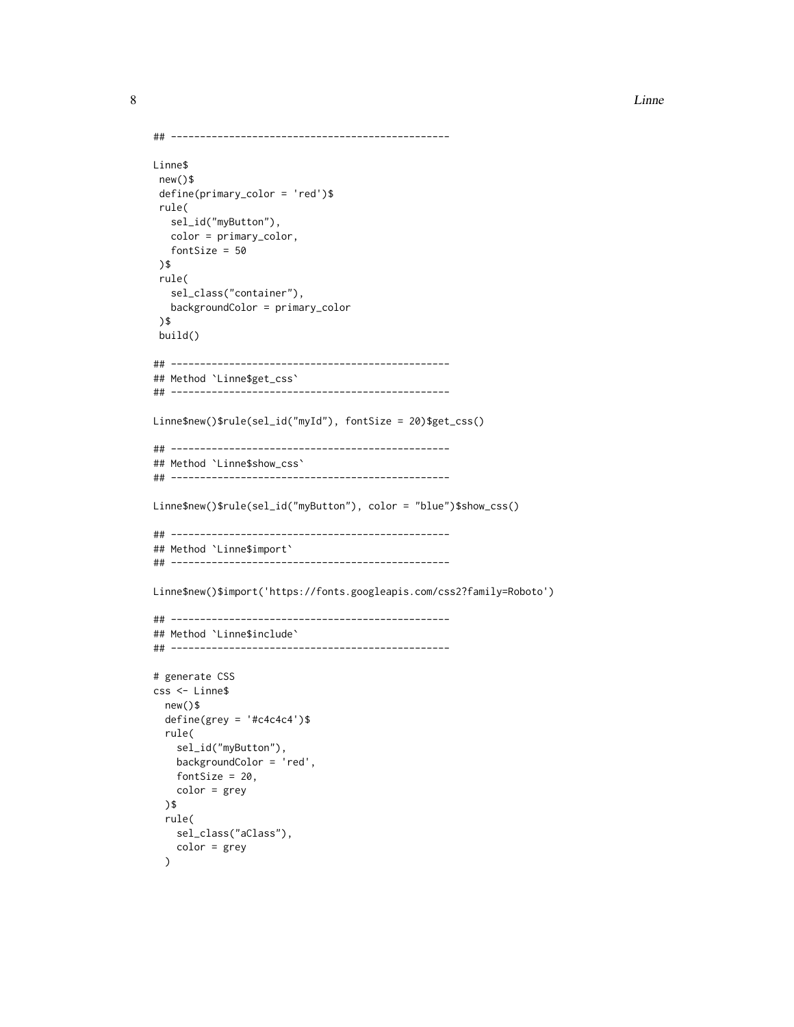```
## ------------------------------------------------

Linne$
 new()$
 define(primary_color = 'red')$
 rule(
   sel_id("myButton"),
   color = primary_color,
   fontSize = 50
 )$
 rule(
   sel_class("container"),
   backgroundColor = primary_color
 )$
 build()

## ------------------------------------------------
## Method `Linne$get_css`
## ------------------------------------------------

Linne$new()$rule(sel_id("myId"), fontSize = 20)$get_css()

## ------------------------------------------------
## Method `Linne$show_css`
## ------------------------------------------------

Linne$new()$rule(sel_id("myButton"), color = "blue")$show_css()

## ------------------------------------------------
## Method `Linne$import`
## ------------------------------------------------

Linne$new()$import('https://fonts.googleapis.com/css2?family=Roboto')

## ------------------------------------------------
## Method `Linne$include`
## ------------------------------------------------

# generate CSS
css <- Linne$
  new()$
  define(grey = '#c4c4c4')$
  rule(
    sel_id("myButton"),
    backgroundColor = 'red',
    fontSize = 20,
    color = grey
  )$
  rule(
    sel_class("aClass"),
    color = grey
  )
```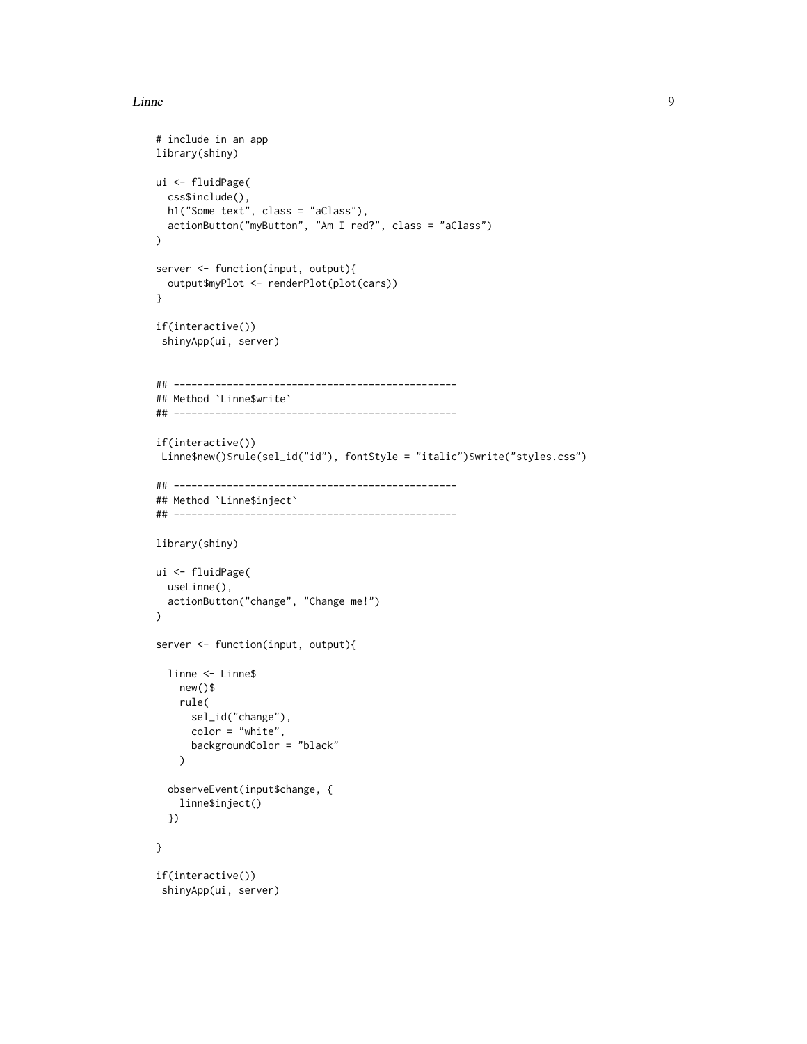```
# include in an app
library(shiny)

ui <- fluidPage(
  css$include(),
  h1("Some text", class = "aClass"),
  actionButton("myButton", "Am I red?", class = "aClass")
)

server <- function(input, output){
  output$myPlot <- renderPlot(plot(cars))
}

if(interactive())
 shinyApp(ui, server)


## ------------------------------------------------
## Method `Linne$write`
## ------------------------------------------------

if(interactive())
 Linne$new()$rule(sel_id("id"), fontStyle = "italic")$write("styles.css")

## ------------------------------------------------
## Method `Linne$inject`
## ------------------------------------------------

library(shiny)

ui <- fluidPage(
  useLinne(),
  actionButton("change", "Change me!")
)

server <- function(input, output){

  linne <- Linne$
    new()$
    rule(
      sel_id("change"),
      color = "white",
      backgroundColor = "black"
    )

  observeEvent(input$change, {
    linne$inject()
  })

}

if(interactive())
 shinyApp(ui, server)
```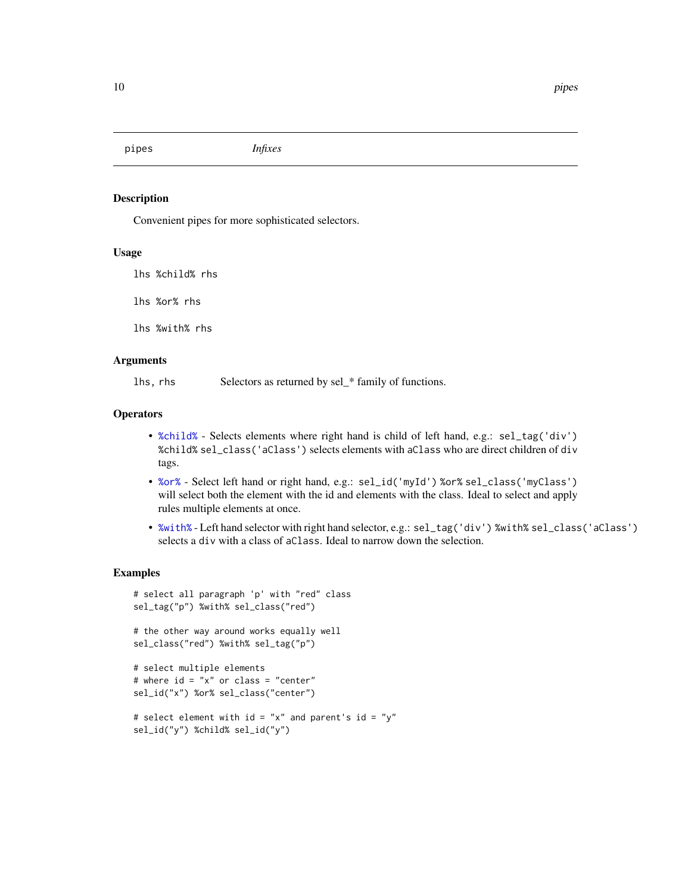pipes *Infixes*

## Description

Convenient pipes for more sophisticated selectors.

## Usage

```
lhs %child% rhs

lhs %or% rhs

lhs %with% rhs
```

## Arguments

| | |
|---|---|
| lhs, rhs | Selectors as returned by sel_* family of functions. |

## Operators

- `%child%` - Selects elements where right hand is child of left hand, e.g.: `sel_tag('div') %child% sel_class('aClass')` selects elements with `aClass` who are direct children of `div` tags.
- `%or%` - Select left hand or right hand, e.g.: `sel_id('myId') %or% sel_class('myClass')` will select both the element with the id and elements with the class. Ideal to select and apply rules multiple elements at once.
- `%with%` - Left hand selector with right hand selector, e.g.: `sel_tag('div') %with% sel_class('aClass')` selects a `div` with a class of `aClass`. Ideal to narrow down the selection.

## Examples

```
# select all paragraph 'p' with "red" class
sel_tag("p") %with% sel_class("red")

# the other way around works equally well
sel_class("red") %with% sel_tag("p")

# select multiple elements
# where id = "x" or class = "center"
sel_id("x") %or% sel_class("center")

# select element with id = "x" and parent's id = "y"
sel_id("y") %child% sel_id("y")
```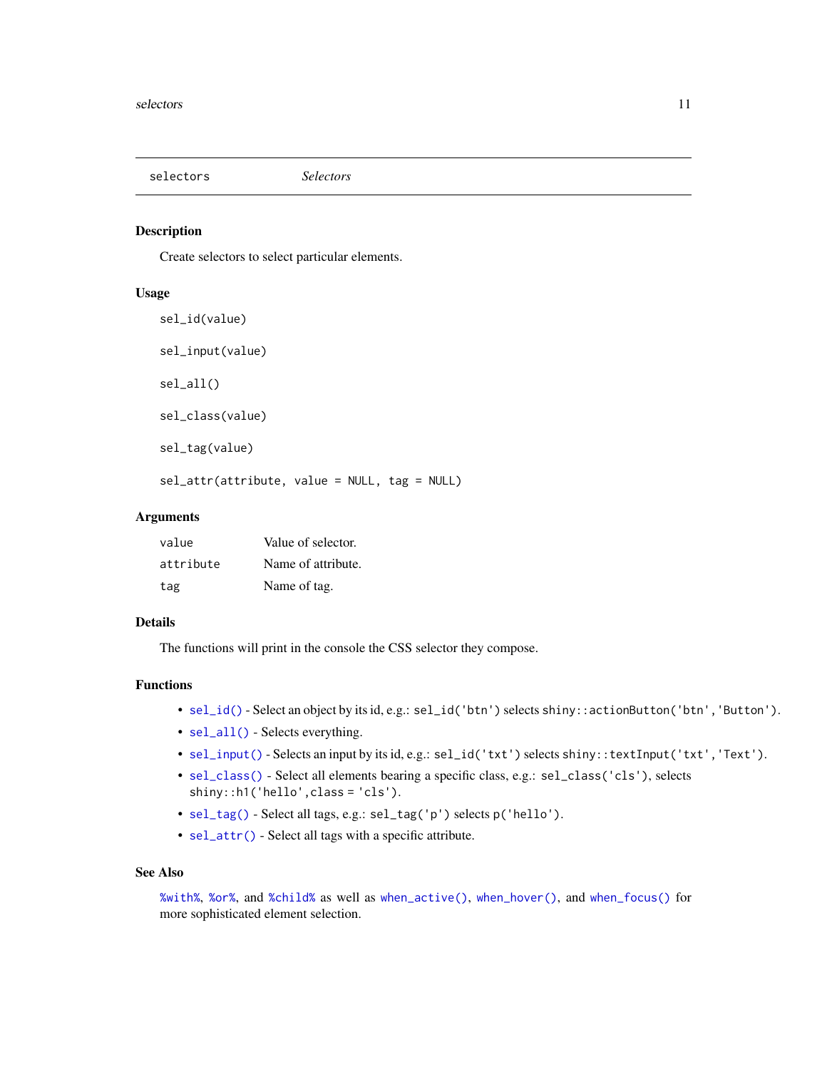# selectors — *Selectors*

## Description

Create selectors to select particular elements.

## Usage

```
sel_id(value)

sel_input(value)

sel_all()

sel_class(value)

sel_tag(value)

sel_attr(attribute, value = NULL, tag = NULL)
```

## Arguments

| | |
|---|---|
| `value` | Value of selector. |
| `attribute` | Name of attribute. |
| `tag` | Name of tag. |

## Details

The functions will print in the console the CSS selector they compose.

## Functions

- `sel_id()` - Select an object by its id, e.g.: `sel_id('btn')` selects `shiny::actionButton('btn','Button')`.
- `sel_all()` - Selects everything.
- `sel_input()` - Selects an input by its id, e.g.: `sel_id('txt')` selects `shiny::textInput('txt','Text')`.
- `sel_class()` - Select all elements bearing a specific class, e.g.: `sel_class('cls')`, selects `shiny::h1('hello',class = 'cls')`.
- `sel_tag()` - Select all tags, e.g.: `sel_tag('p')` selects `p('hello')`.
- `sel_attr()` - Select all tags with a specific attribute.

## See Also

`%with%`, `%or%`, and `%child%` as well as `when_active()`, `when_hover()`, and `when_focus()` for more sophisticated element selection.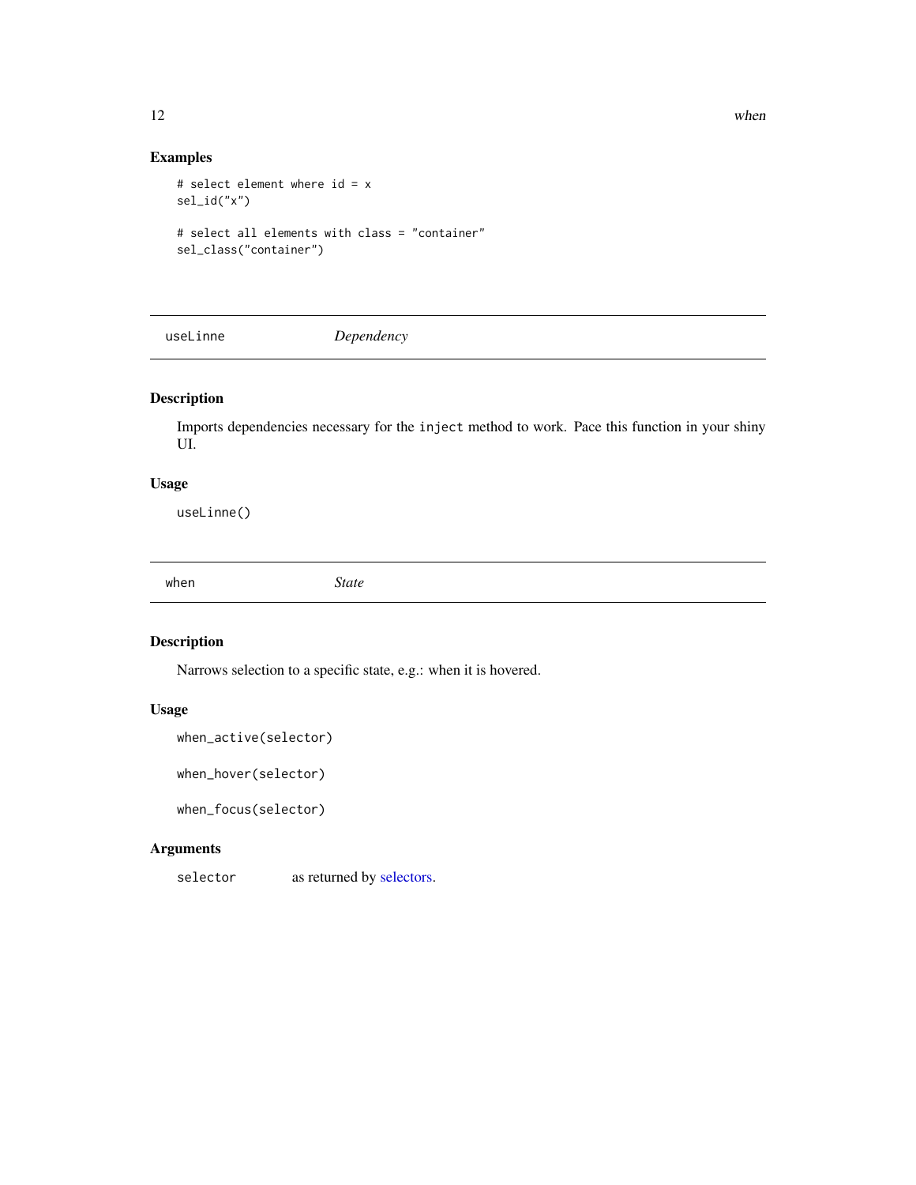## Examples

```
# select element where id = x
sel_id("x")

# select all elements with class = "container"
sel_class("container")
```

---

## useLinne — *Dependency*

### Description

Imports dependencies necessary for the `inject` method to work. Pace this function in your shiny UI.

### Usage

```
useLinne()
```

---

## when — *State*

### Description

Narrows selection to a specific state, e.g.: when it is hovered.

### Usage

```
when_active(selector)

when_hover(selector)

when_focus(selector)
```

### Arguments

| | |
|---|---|
| `selector` | as returned by selectors. |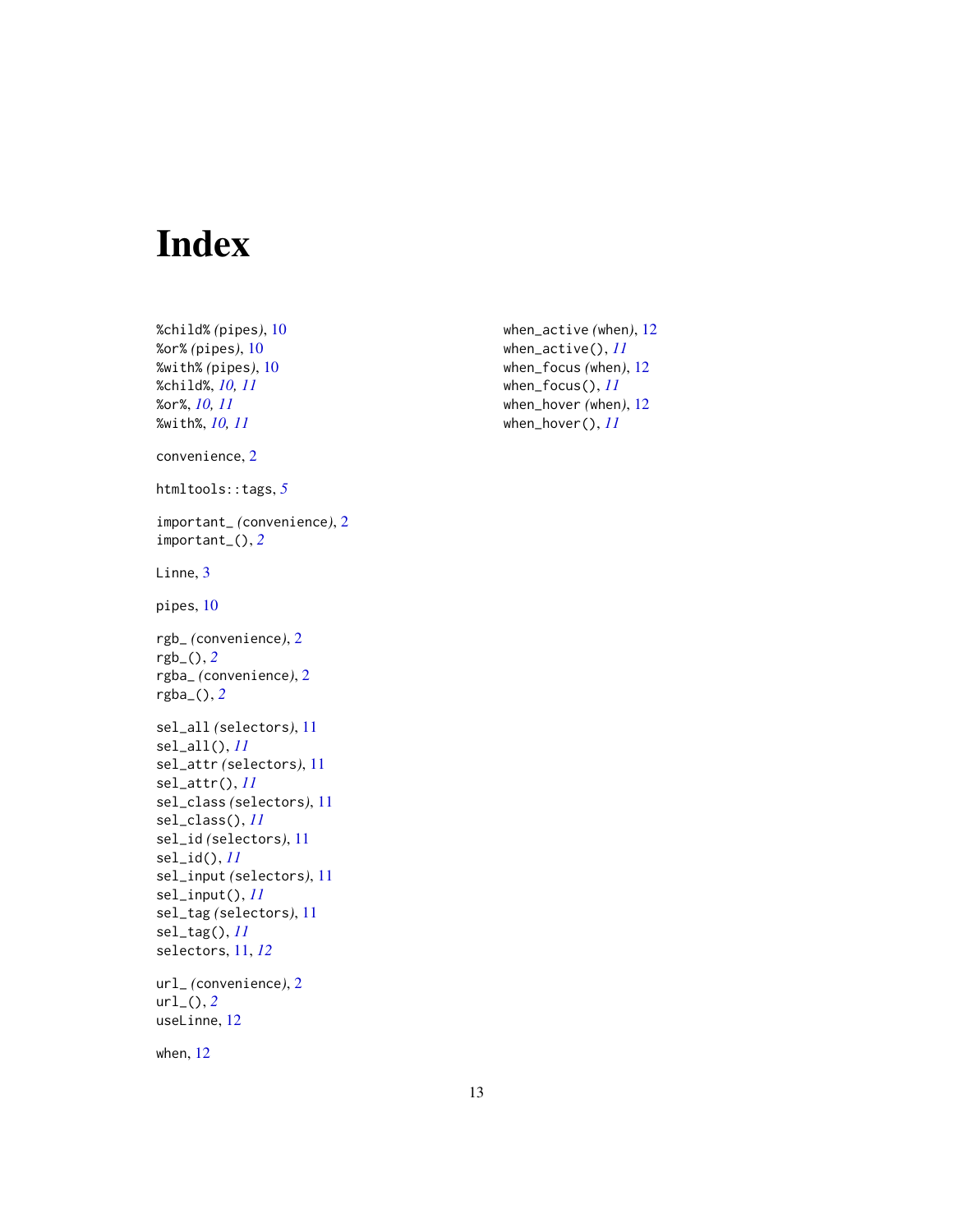# Index

%child% (pipes), 10
%or% (pipes), 10
%with% (pipes), 10
%child%, *10, 11*
%or%, *10, 11*
%with%, *10, 11*

convenience, 2

htmltools::tags, *5*

important_ (convenience), 2
important_(), *2*

Linne, 3

pipes, 10

rgb_ (convenience), 2
rgb_(), *2*
rgba_ (convenience), 2
rgba_(), *2*

sel_all (selectors), 11
sel_all(), *11*
sel_attr (selectors), 11
sel_attr(), *11*
sel_class (selectors), 11
sel_class(), *11*
sel_id (selectors), 11
sel_id(), *11*
sel_input (selectors), 11
sel_input(), *11*
sel_tag (selectors), 11
sel_tag(), *11*
selectors, 11, *12*

url_ (convenience), 2
url_(), *2*
useLinne, 12

when, 12
when_active (when), 12
when_active(), *11*
when_focus (when), 12
when_focus(), *11*
when_hover (when), 12
when_hover(), *11*